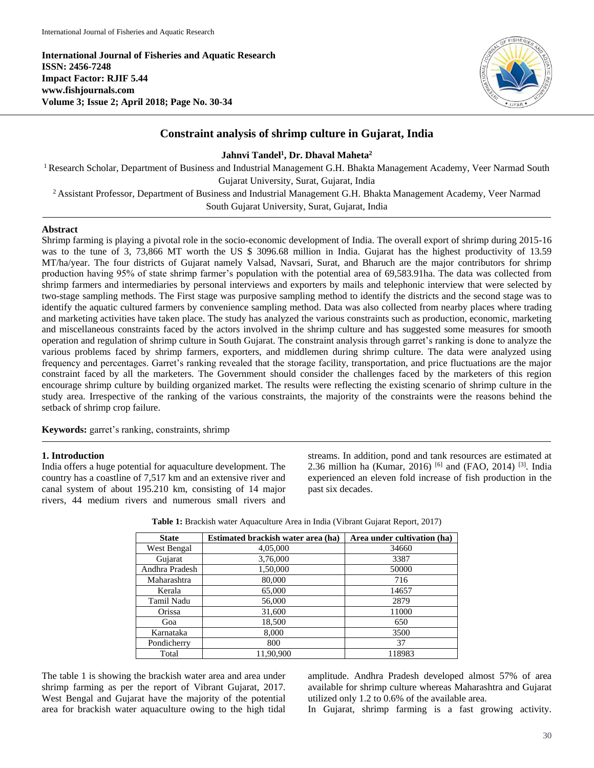**International Journal of Fisheries and Aquatic Research**
**ISSN: 2456-7248**
**Impact Factor: RJIF 5.44**
**www.fishjournals.com**
**Volume 3; Issue 2; April 2018; Page No. 30-34**

# Constraint analysis of shrimp culture in Gujarat, India

**Jahnvi Tandel[1], Dr. Dhaval Maheta[2]**

[1] Research Scholar, Department of Business and Industrial Management G.H. Bhakta Management Academy, Veer Narmad South Gujarat University, Surat, Gujarat, India

[2] Assistant Professor, Department of Business and Industrial Management G.H. Bhakta Management Academy, Veer Narmad South Gujarat University, Surat, Gujarat, India

## Abstract

Shrimp farming is playing a pivotal role in the socio-economic development of India. The overall export of shrimp during 2015-16 was to the tune of 3, 73,866 MT worth the US $ 3096.68 million in India. Gujarat has the highest productivity of 13.59 MT/ha/year. The four districts of Gujarat namely Valsad, Navsari, Surat, and Bharuch are the major contributors for shrimp production having 95% of state shrimp farmer's population with the potential area of 69,583.91ha. The data was collected from shrimp farmers and intermediaries by personal interviews and exporters by mails and telephonic interview that were selected by two-stage sampling methods. The First stage was purposive sampling method to identify the districts and the second stage was to identify the aquatic cultured farmers by convenience sampling method. Data was also collected from nearby places where trading and marketing activities have taken place. The study has analyzed the various constraints such as production, economic, marketing and miscellaneous constraints faced by the actors involved in the shrimp culture and has suggested some measures for smooth operation and regulation of shrimp culture in South Gujarat. The constraint analysis through garret's ranking is done to analyze the various problems faced by shrimp farmers, exporters, and middlemen during shrimp culture. The data were analyzed using frequency and percentages. Garret's ranking revealed that the storage facility, transportation, and price fluctuations are the major constraint faced by all the marketers. The Government should consider the challenges faced by the marketers of this region encourage shrimp culture by building organized market. The results were reflecting the existing scenario of shrimp culture in the study area. Irrespective of the ranking of the various constraints, the majority of the constraints were the reasons behind the setback of shrimp crop failure.

**Keywords:** garret's ranking, constraints, shrimp

## 1. Introduction

India offers a huge potential for aquaculture development. The country has a coastline of 7,517 km and an extensive river and canal system of about 195.210 km, consisting of 14 major rivers, 44 medium rivers and numerous small rivers and streams. In addition, pond and tank resources are estimated at 2.36 million ha (Kumar, 2016) [6] and (FAO, 2014) [3]. India experienced an eleven fold increase of fish production in the past six decades.

**Table 1:** Brackish water Aquaculture Area in India (Vibrant Gujarat Report, 2017)

| State | Estimated brackish water area (ha) | Area under cultivation (ha) |
|---|---|---|
| West Bengal | 4,05,000 | 34660 |
| Gujarat | 3,76,000 | 3387 |
| Andhra Pradesh | 1,50,000 | 50000 |
| Maharashtra | 80,000 | 716 |
| Kerala | 65,000 | 14657 |
| Tamil Nadu | 56,000 | 2879 |
| Orissa | 31,600 | 11000 |
| Goa | 18,500 | 650 |
| Karnataka | 8,000 | 3500 |
| Pondicherry | 800 | 37 |
| Total | 11,90,900 | 118983 |

The table 1 is showing the brackish water area and area under shrimp farming as per the report of Vibrant Gujarat, 2017. West Bengal and Gujarat have the majority of the potential area for brackish water aquaculture owing to the high tidal amplitude. Andhra Pradesh developed almost 57% of area available for shrimp culture whereas Maharashtra and Gujarat utilized only 1.2 to 0.6% of the available area.

In Gujarat, shrimp farming is a fast growing activity.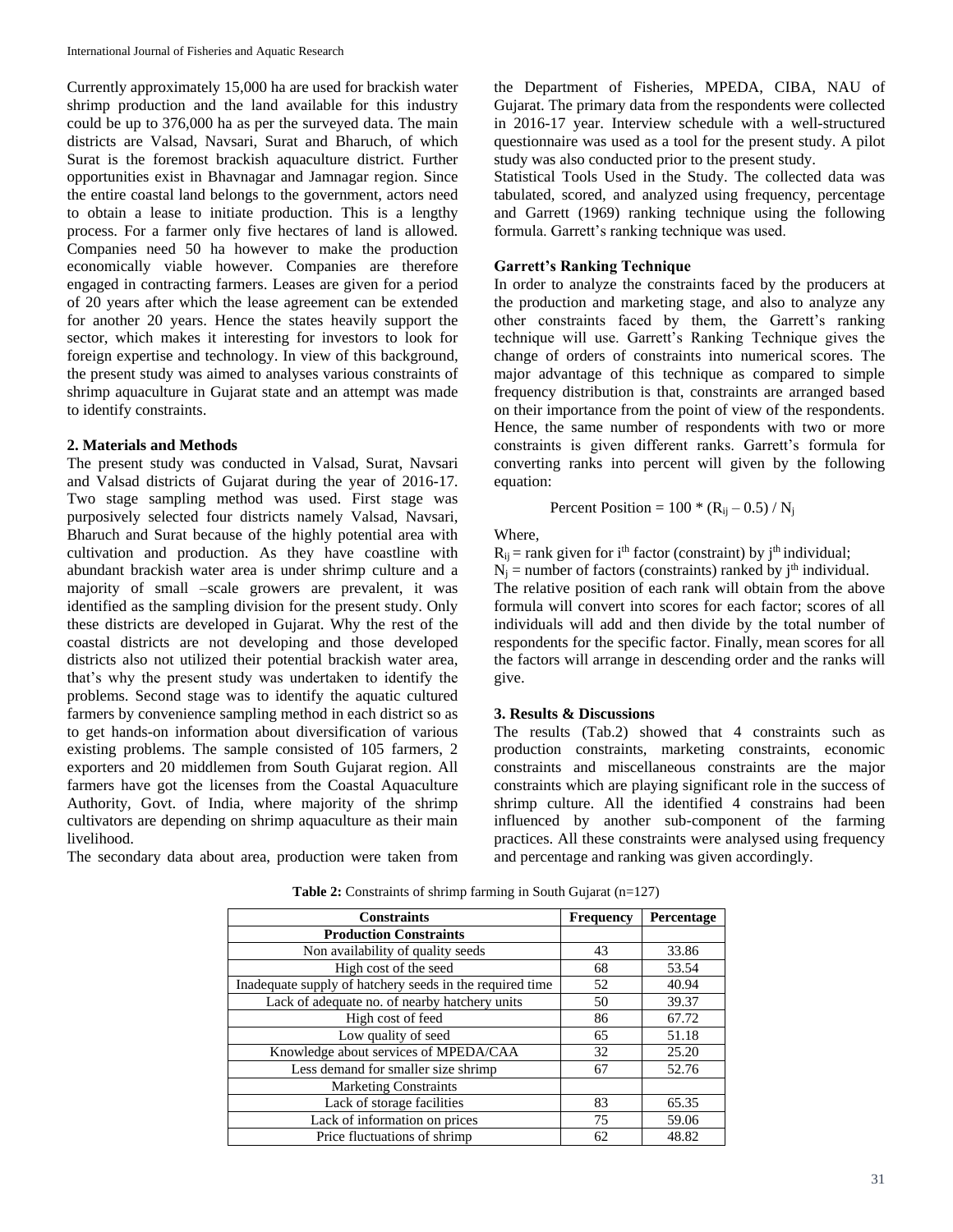Currently approximately 15,000 ha are used for brackish water shrimp production and the land available for this industry could be up to 376,000 ha as per the surveyed data. The main districts are Valsad, Navsari, Surat and Bharuch, of which Surat is the foremost brackish aquaculture district. Further opportunities exist in Bhavnagar and Jamnagar region. Since the entire coastal land belongs to the government, actors need to obtain a lease to initiate production. This is a lengthy process. For a farmer only five hectares of land is allowed. Companies need 50 ha however to make the production economically viable however. Companies are therefore engaged in contracting farmers. Leases are given for a period of 20 years after which the lease agreement can be extended for another 20 years. Hence the states heavily support the sector, which makes it interesting for investors to look for foreign expertise and technology. In view of this background, the present study was aimed to analyses various constraints of shrimp aquaculture in Gujarat state and an attempt was made to identify constraints.

## 2. Materials and Methods

The present study was conducted in Valsad, Surat, Navsari and Valsad districts of Gujarat during the year of 2016-17. Two stage sampling method was used. First stage was purposively selected four districts namely Valsad, Navsari, Bharuch and Surat because of the highly potential area with cultivation and production. As they have coastline with abundant brackish water area is under shrimp culture and a majority of small –scale growers are prevalent, it was identified as the sampling division for the present study. Only these districts are developed in Gujarat. Why the rest of the coastal districts are not developing and those developed districts also not utilized their potential brackish water area, that's why the present study was undertaken to identify the problems. Second stage was to identify the aquatic cultured farmers by convenience sampling method in each district so as to get hands-on information about diversification of various existing problems. The sample consisted of 105 farmers, 2 exporters and 20 middlemen from South Gujarat region. All farmers have got the licenses from the Coastal Aquaculture Authority, Govt. of India, where majority of the shrimp cultivators are depending on shrimp aquaculture as their main livelihood.

The secondary data about area, production were taken from the Department of Fisheries, MPEDA, CIBA, NAU of Gujarat. The primary data from the respondents were collected in 2016-17 year. Interview schedule with a well-structured questionnaire was used as a tool for the present study. A pilot study was also conducted prior to the present study.

Statistical Tools Used in the Study. The collected data was tabulated, scored, and analyzed using frequency, percentage and Garrett (1969) ranking technique using the following formula. Garrett's ranking technique was used.

### Garrett's Ranking Technique

In order to analyze the constraints faced by the producers at the production and marketing stage, and also to analyze any other constraints faced by them, the Garrett's ranking technique will use. Garrett's Ranking Technique gives the change of orders of constraints into numerical scores. The major advantage of this technique as compared to simple frequency distribution is that, constraints are arranged based on their importance from the point of view of the respondents. Hence, the same number of respondents with two or more constraints is given different ranks. Garrett's formula for converting ranks into percent will given by the following equation:

$$\text{Percent Position} = 100 * (R_{ij} - 0.5) / N_j$$

Where,

$R_{ij}$ = rank given for $i^{th}$ factor (constraint) by $j^{th}$ individual;

$N_j$ = number of factors (constraints) ranked by $j^{th}$ individual.

The relative position of each rank will obtain from the above formula will convert into scores for each factor; scores of all individuals will add and then divide by the total number of respondents for the specific factor. Finally, mean scores for all the factors will arrange in descending order and the ranks will give.

## 3. Results & Discussions

The results (Tab.2) showed that 4 constraints such as production constraints, marketing constraints, economic constraints and miscellaneous constraints are the major constraints which are playing significant role in the success of shrimp culture. All the identified 4 constrains had been influenced by another sub-component of the farming practices. All these constraints were analysed using frequency and percentage and ranking was given accordingly.

**Table 2:** Constraints of shrimp farming in South Gujarat (n=127)

| Constraints | Frequency | Percentage |
|---|---|---|
| **Production Constraints** | | |
| Non availability of quality seeds | 43 | 33.86 |
| High cost of the seed | 68 | 53.54 |
| Inadequate supply of hatchery seeds in the required time | 52 | 40.94 |
| Lack of adequate no. of nearby hatchery units | 50 | 39.37 |
| High cost of feed | 86 | 67.72 |
| Low quality of seed | 65 | 51.18 |
| Knowledge about services of MPEDA/CAA | 32 | 25.20 |
| Less demand for smaller size shrimp | 67 | 52.76 |
| Marketing Constraints | | |
| Lack of storage facilities | 83 | 65.35 |
| Lack of information on prices | 75 | 59.06 |
| Price fluctuations of shrimp | 62 | 48.82 |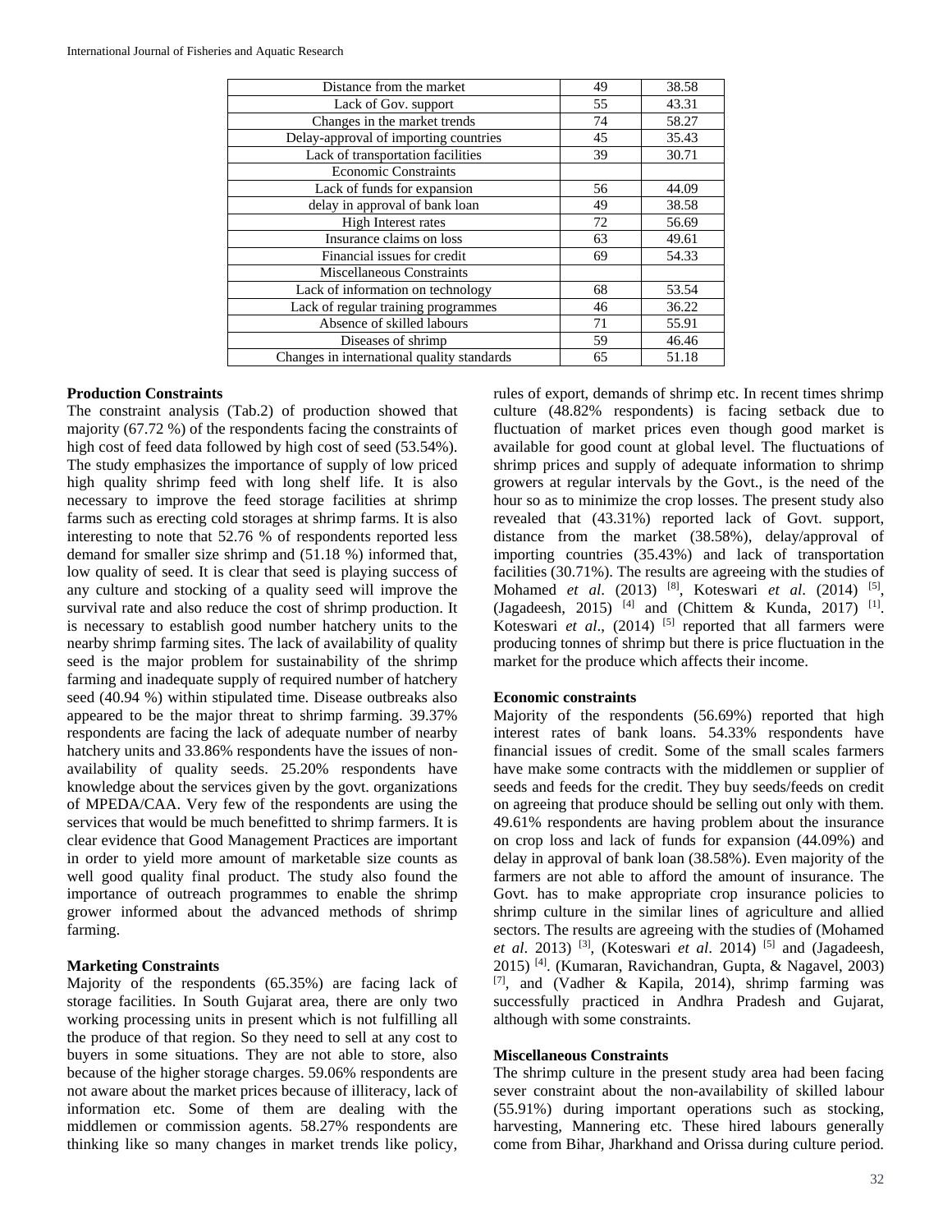| | | |
|---|---|---|
| Distance from the market | 49 | 38.58 |
| Lack of Gov. support | 55 | 43.31 |
| Changes in the market trends | 74 | 58.27 |
| Delay-approval of importing countries | 45 | 35.43 |
| Lack of transportation facilities | 39 | 30.71 |
| Economic Constraints | | |
| Lack of funds for expansion | 56 | 44.09 |
| delay in approval of bank loan | 49 | 38.58 |
| High Interest rates | 72 | 56.69 |
| Insurance claims on loss | 63 | 49.61 |
| Financial issues for credit | 69 | 54.33 |
| Miscellaneous Constraints | | |
| Lack of information on technology | 68 | 53.54 |
| Lack of regular training programmes | 46 | 36.22 |
| Absence of skilled labours | 71 | 55.91 |
| Diseases of shrimp | 59 | 46.46 |
| Changes in international quality standards | 65 | 51.18 |

### Production Constraints

The constraint analysis (Tab.2) of production showed that majority (67.72 %) of the respondents facing the constraints of high cost of feed data followed by high cost of seed (53.54%). The study emphasizes the importance of supply of low priced high quality shrimp feed with long shelf life. It is also necessary to improve the feed storage facilities at shrimp farms such as erecting cold storages at shrimp farms. It is also interesting to note that 52.76 % of respondents reported less demand for smaller size shrimp and (51.18 %) informed that, low quality of seed. It is clear that seed is playing success of any culture and stocking of a quality seed will improve the survival rate and also reduce the cost of shrimp production. It is necessary to establish good number hatchery units to the nearby shrimp farming sites. The lack of availability of quality seed is the major problem for sustainability of the shrimp farming and inadequate supply of required number of hatchery seed (40.94 %) within stipulated time. Disease outbreaks also appeared to be the major threat to shrimp farming. 39.37% respondents are facing the lack of adequate number of nearby hatchery units and 33.86% respondents have the issues of non-availability of quality seeds. 25.20% respondents have knowledge about the services given by the govt. organizations of MPEDA/CAA. Very few of the respondents are using the services that would be much benefitted to shrimp farmers. It is clear evidence that Good Management Practices are important in order to yield more amount of marketable size counts as well good quality final product. The study also found the importance of outreach programmes to enable the shrimp grower informed about the advanced methods of shrimp farming.

### Marketing Constraints

Majority of the respondents (65.35%) are facing lack of storage facilities. In South Gujarat area, there are only two working processing units in present which is not fulfilling all the produce of that region. So they need to sell at any cost to buyers in some situations. They are not able to store, also because of the higher storage charges. 59.06% respondents are not aware about the market prices because of illiteracy, lack of information etc. Some of them are dealing with the middlemen or commission agents. 58.27% respondents are thinking like so many changes in market trends like policy, rules of export, demands of shrimp etc. In recent times shrimp culture (48.82% respondents) is facing setback due to fluctuation of market prices even though good market is available for good count at global level. The fluctuations of shrimp prices and supply of adequate information to shrimp growers at regular intervals by the Govt., is the need of the hour so as to minimize the crop losses. The present study also revealed that (43.31%) reported lack of Govt. support, distance from the market (38.58%), delay/approval of importing countries (35.43%) and lack of transportation facilities (30.71%). The results are agreeing with the studies of Mohamed *et al*. (2013) [8], Koteswari *et al*. (2014) [5], (Jagadeesh, 2015) [4] and (Chittem & Kunda, 2017) [1]. Koteswari *et al*., (2014) [5] reported that all farmers were producing tonnes of shrimp but there is price fluctuation in the market for the produce which affects their income.

### Economic constraints

Majority of the respondents (56.69%) reported that high interest rates of bank loans. 54.33% respondents have financial issues of credit. Some of the small scales farmers have make some contracts with the middlemen or supplier of seeds and feeds for the credit. They buy seeds/feeds on credit on agreeing that produce should be selling out only with them. 49.61% respondents are having problem about the insurance on crop loss and lack of funds for expansion (44.09%) and delay in approval of bank loan (38.58%). Even majority of the farmers are not able to afford the amount of insurance. The Govt. has to make appropriate crop insurance policies to shrimp culture in the similar lines of agriculture and allied sectors. The results are agreeing with the studies of (Mohamed *et al*. 2013) [3], (Koteswari *et al*. 2014) [5] and (Jagadeesh, 2015) [4]. (Kumaran, Ravichandran, Gupta, & Nagavel, 2003) [7], and (Vadher & Kapila, 2014), shrimp farming was successfully practiced in Andhra Pradesh and Gujarat, although with some constraints.

### Miscellaneous Constraints

The shrimp culture in the present study area had been facing sever constraint about the non-availability of skilled labour (55.91%) during important operations such as stocking, harvesting, Mannering etc. These hired labours generally come from Bihar, Jharkhand and Orissa during culture period.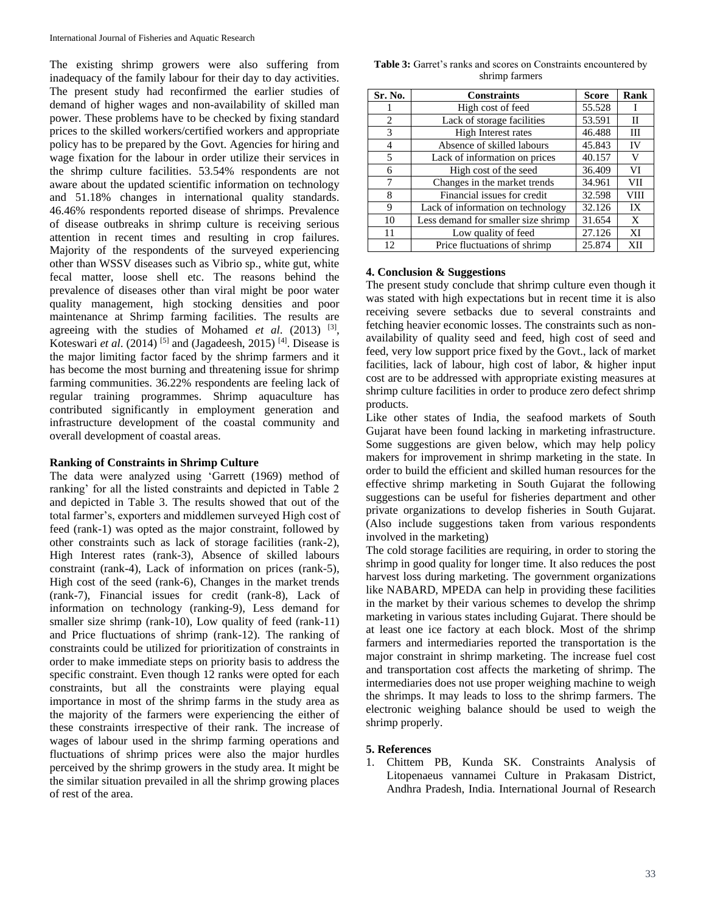The existing shrimp growers were also suffering from inadequacy of the family labour for their day to day activities. The present study had reconfirmed the earlier studies of demand of higher wages and non-availability of skilled man power. These problems have to be checked by fixing standard prices to the skilled workers/certified workers and appropriate policy has to be prepared by the Govt. Agencies for hiring and wage fixation for the labour in order utilize their services in the shrimp culture facilities. 53.54% respondents are not aware about the updated scientific information on technology and 51.18% changes in international quality standards. 46.46% respondents reported disease of shrimps. Prevalence of disease outbreaks in shrimp culture is receiving serious attention in recent times and resulting in crop failures. Majority of the respondents of the surveyed experiencing other than WSSV diseases such as Vibrio sp., white gut, white fecal matter, loose shell etc. The reasons behind the prevalence of diseases other than viral might be poor water quality management, high stocking densities and poor maintenance at Shrimp farming facilities. The results are agreeing with the studies of Mohamed *et al*. (2013) [3], Koteswari *et al*. (2014) [5] and (Jagadeesh, 2015) [4]. Disease is the major limiting factor faced by the shrimp farmers and it has become the most burning and threatening issue for shrimp farming communities. 36.22% respondents are feeling lack of regular training programmes. Shrimp aquaculture has contributed significantly in employment generation and infrastructure development of the coastal community and overall development of coastal areas.

**Ranking of Constraints in Shrimp Culture**

The data were analyzed using 'Garrett (1969) method of ranking' for all the listed constraints and depicted in Table 2 and depicted in Table 3. The results showed that out of the total farmer's, exporters and middlemen surveyed High cost of feed (rank-1) was opted as the major constraint, followed by other constraints such as lack of storage facilities (rank-2), High Interest rates (rank-3), Absence of skilled labours constraint (rank-4), Lack of information on prices (rank-5), High cost of the seed (rank-6), Changes in the market trends (rank-7), Financial issues for credit (rank-8), Lack of information on technology (ranking-9), Less demand for smaller size shrimp (rank-10), Low quality of feed (rank-11) and Price fluctuations of shrimp (rank-12). The ranking of constraints could be utilized for prioritization of constraints in order to make immediate steps on priority basis to address the specific constraint. Even though 12 ranks were opted for each constraints, but all the constraints were playing equal importance in most of the shrimp farms in the study area as the majority of the farmers were experiencing the either of these constraints irrespective of their rank. The increase of wages of labour used in the shrimp farming operations and fluctuations of shrimp prices were also the major hurdles perceived by the shrimp growers in the study area. It might be the similar situation prevailed in all the shrimp growing places of rest of the area.

**Table 3:** Garret's ranks and scores on Constraints encountered by shrimp farmers

| Sr. No. | Constraints | Score | Rank |
|---|---|---|---|
| 1 | High cost of feed | 55.528 | I |
| 2 | Lack of storage facilities | 53.591 | II |
| 3 | High Interest rates | 46.488 | III |
| 4 | Absence of skilled labours | 45.843 | IV |
| 5 | Lack of information on prices | 40.157 | V |
| 6 | High cost of the seed | 36.409 | VI |
| 7 | Changes in the market trends | 34.961 | VII |
| 8 | Financial issues for credit | 32.598 | VIII |
| 9 | Lack of information on technology | 32.126 | IX |
| 10 | Less demand for smaller size shrimp | 31.654 | X |
| 11 | Low quality of feed | 27.126 | XI |
| 12 | Price fluctuations of shrimp | 25.874 | XII |

## 4. Conclusion & Suggestions

The present study conclude that shrimp culture even though it was stated with high expectations but in recent time it is also receiving severe setbacks due to several constraints and fetching heavier economic losses. The constraints such as non-availability of quality seed and feed, high cost of seed and feed, very low support price fixed by the Govt., lack of market facilities, lack of labour, high cost of labor, & higher input cost are to be addressed with appropriate existing measures at shrimp culture facilities in order to produce zero defect shrimp products.

Like other states of India, the seafood markets of South Gujarat have been found lacking in marketing infrastructure. Some suggestions are given below, which may help policy makers for improvement in shrimp marketing in the state. In order to build the efficient and skilled human resources for the effective shrimp marketing in South Gujarat the following suggestions can be useful for fisheries department and other private organizations to develop fisheries in South Gujarat. (Also include suggestions taken from various respondents involved in the marketing)

The cold storage facilities are requiring, in order to storing the shrimp in good quality for longer time. It also reduces the post harvest loss during marketing. The government organizations like NABARD, MPEDA can help in providing these facilities in the market by their various schemes to develop the shrimp marketing in various states including Gujarat. There should be at least one ice factory at each block. Most of the shrimp farmers and intermediaries reported the transportation is the major constraint in shrimp marketing. The increase fuel cost and transportation cost affects the marketing of shrimp. The intermediaries does not use proper weighing machine to weigh the shrimps. It may leads to loss to the shrimp farmers. The electronic weighing balance should be used to weigh the shrimp properly.

## 5. References

1. Chittem PB, Kunda SK. Constraints Analysis of Litopenaeus vannamei Culture in Prakasam District, Andhra Pradesh, India. International Journal of Research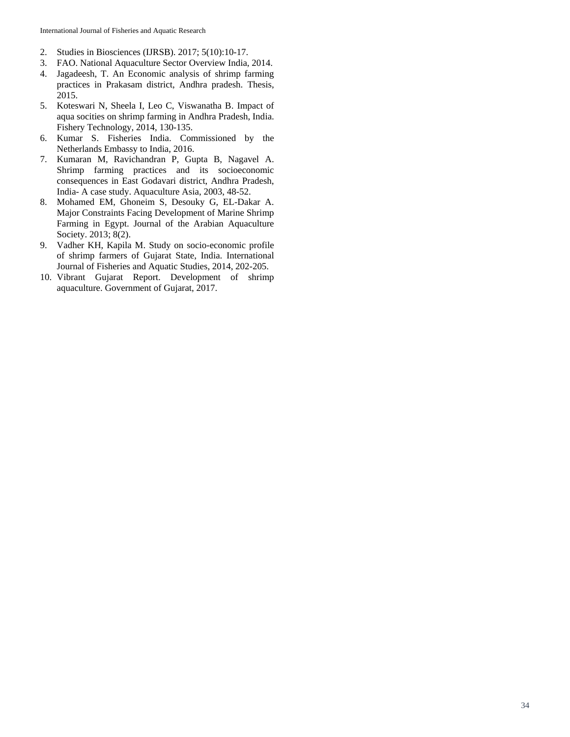2. Studies in Biosciences (IJRSB). 2017; 5(10):10-17.
3. FAO. National Aquaculture Sector Overview India, 2014.
4. Jagadeesh, T. An Economic analysis of shrimp farming practices in Prakasam district, Andhra pradesh. Thesis, 2015.
5. Koteswari N, Sheela I, Leo C, Viswanatha B. Impact of aqua socities on shrimp farming in Andhra Pradesh, India. Fishery Technology, 2014, 130-135.
6. Kumar S. Fisheries India. Commissioned by the Netherlands Embassy to India, 2016.
7. Kumaran M, Ravichandran P, Gupta B, Nagavel A. Shrimp farming practices and its socioeconomic consequences in East Godavari district, Andhra Pradesh, India- A case study. Aquaculture Asia, 2003, 48-52.
8. Mohamed EM, Ghoneim S, Desouky G, EL-Dakar A. Major Constraints Facing Development of Marine Shrimp Farming in Egypt. Journal of the Arabian Aquaculture Society. 2013; 8(2).
9. Vadher KH, Kapila M. Study on socio-economic profile of shrimp farmers of Gujarat State, India. International Journal of Fisheries and Aquatic Studies, 2014, 202-205.
10. Vibrant Gujarat Report. Development of shrimp aquaculture. Government of Gujarat, 2017.